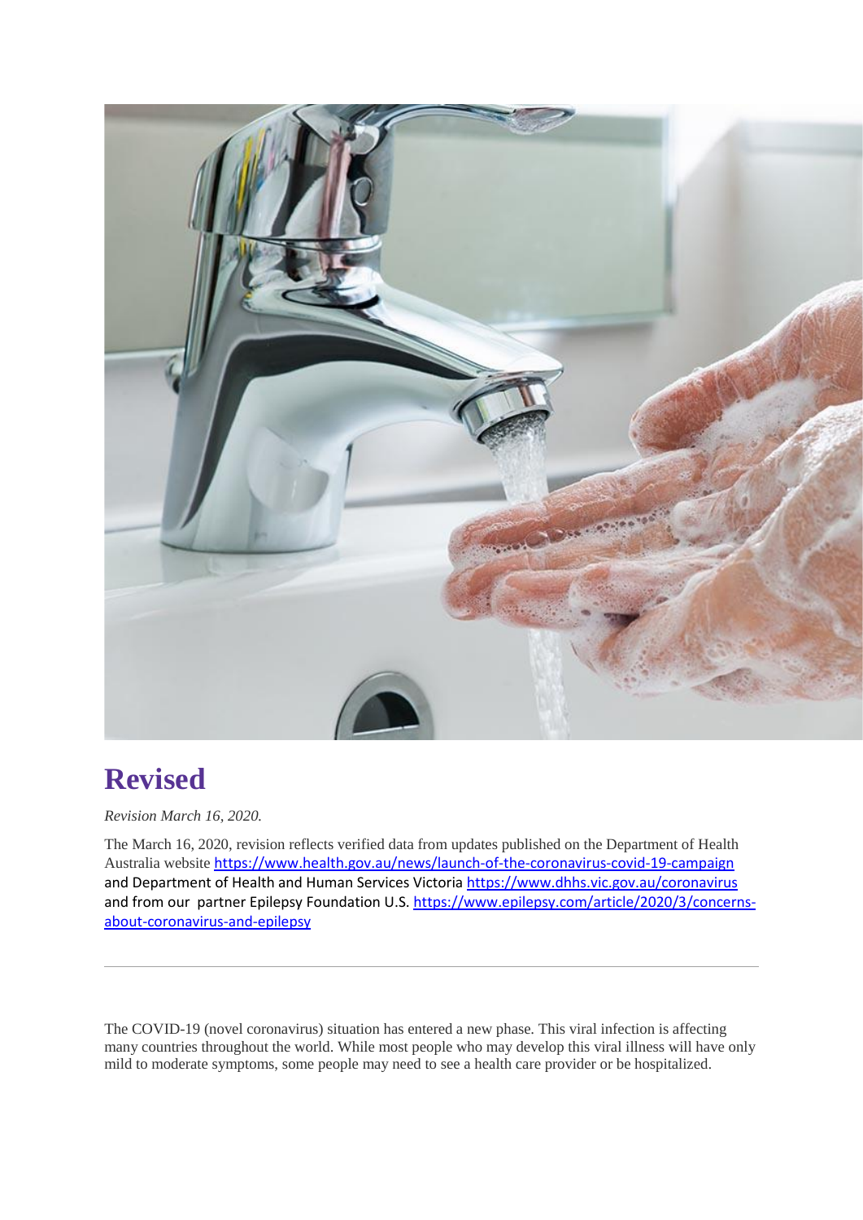# Revised

*Revision March 16, 2020.*

The March 16, 2020, revision reflects verified data from updates published on the Department of Health Australia website https://www.health.gov.au/news/launch-of-the-coronavirus-covid-19-campaign and Department of Health and Human Services Victoria https://www.dhhs.vic.gov.au/coronavirus and from our partner Epilepsy Foundation U.S. https://www.epilepsy.com/article/2020/3/concerns-about-coronavirus-and-epilepsy

---

The COVID-19 (novel coronavirus) situation has entered a new phase. This viral infection is affecting many countries throughout the world. While most people who may develop this viral illness will have only mild to moderate symptoms, some people may need to see a health care provider or be hospitalized.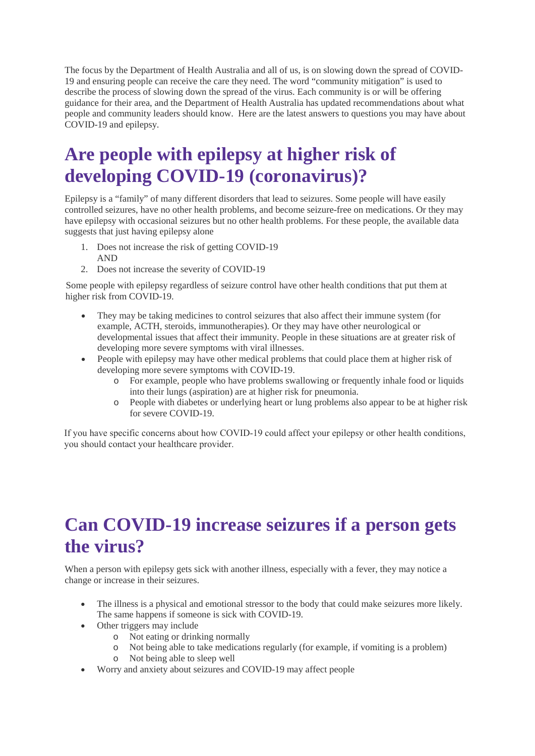The focus by the Department of Health Australia and all of us, is on slowing down the spread of COVID-19 and ensuring people can receive the care they need. The word "community mitigation" is used to describe the process of slowing down the spread of the virus. Each community is or will be offering guidance for their area, and the Department of Health Australia has updated recommendations about what people and community leaders should know. Here are the latest answers to questions you may have about COVID-19 and epilepsy.

# Are people with epilepsy at higher risk of developing COVID-19 (coronavirus)?

Epilepsy is a "family" of many different disorders that lead to seizures. Some people will have easily controlled seizures, have no other health problems, and become seizure-free on medications. Or they may have epilepsy with occasional seizures but no other health problems. For these people, the available data suggests that just having epilepsy alone

1. Does not increase the risk of getting COVID-19
   AND
2. Does not increase the severity of COVID-19

Some people with epilepsy regardless of seizure control have other health conditions that put them at higher risk from COVID-19.

- They may be taking medicines to control seizures that also affect their immune system (for example, ACTH, steroids, immunotherapies). Or they may have other neurological or developmental issues that affect their immunity. People in these situations are at greater risk of developing more severe symptoms with viral illnesses.
- People with epilepsy may have other medical problems that could place them at higher risk of developing more severe symptoms with COVID-19.
  - For example, people who have problems swallowing or frequently inhale food or liquids into their lungs (aspiration) are at higher risk for pneumonia.
  - People with diabetes or underlying heart or lung problems also appear to be at higher risk for severe COVID-19.

If you have specific concerns about how COVID-19 could affect your epilepsy or other health conditions, you should contact your healthcare provider.

# Can COVID-19 increase seizures if a person gets the virus?

When a person with epilepsy gets sick with another illness, especially with a fever, they may notice a change or increase in their seizures.

- The illness is a physical and emotional stressor to the body that could make seizures more likely. The same happens if someone is sick with COVID-19.
- Other triggers may include
  - Not eating or drinking normally
  - Not being able to take medications regularly (for example, if vomiting is a problem)
  - Not being able to sleep well
- Worry and anxiety about seizures and COVID-19 may affect people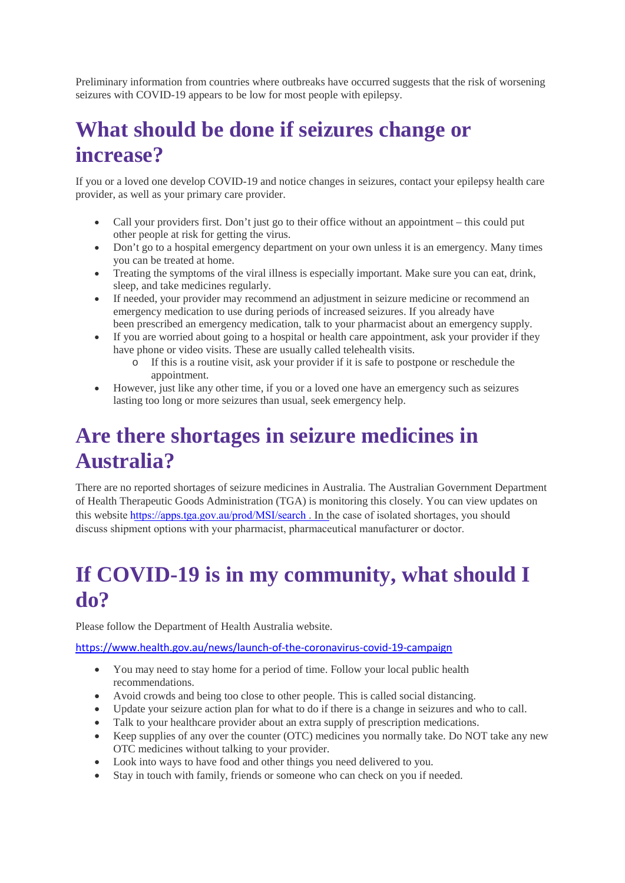Preliminary information from countries where outbreaks have occurred suggests that the risk of worsening seizures with COVID-19 appears to be low for most people with epilepsy.

# What should be done if seizures change or increase?

If you or a loved one develop COVID-19 and notice changes in seizures, contact your epilepsy health care provider, as well as your primary care provider.

- Call your providers first. Don't just go to their office without an appointment – this could put other people at risk for getting the virus.
- Don't go to a hospital emergency department on your own unless it is an emergency. Many times you can be treated at home.
- Treating the symptoms of the viral illness is especially important. Make sure you can eat, drink, sleep, and take medicines regularly.
- If needed, your provider may recommend an adjustment in seizure medicine or recommend an emergency medication to use during periods of increased seizures. If you already have been prescribed an emergency medication, talk to your pharmacist about an emergency supply.
- If you are worried about going to a hospital or health care appointment, ask your provider if they have phone or video visits. These are usually called telehealth visits.
    - If this is a routine visit, ask your provider if it is safe to postpone or reschedule the appointment.
- However, just like any other time, if you or a loved one have an emergency such as seizures lasting too long or more seizures than usual, seek emergency help.

# Are there shortages in seizure medicines in Australia?

There are no reported shortages of seizure medicines in Australia. The Australian Government Department of Health Therapeutic Goods Administration (TGA) is monitoring this closely. You can view updates on this website https://apps.tga.gov.au/prod/MSI/search . In the case of isolated shortages, you should discuss shipment options with your pharmacist, pharmaceutical manufacturer or doctor.

# If COVID-19 is in my community, what should I do?

Please follow the Department of Health Australia website.

https://www.health.gov.au/news/launch-of-the-coronavirus-covid-19-campaign

- You may need to stay home for a period of time. Follow your local public health recommendations.
- Avoid crowds and being too close to other people. This is called social distancing.
- Update your seizure action plan for what to do if there is a change in seizures and who to call.
- Talk to your healthcare provider about an extra supply of prescription medications.
- Keep supplies of any over the counter (OTC) medicines you normally take. Do NOT take any new OTC medicines without talking to your provider.
- Look into ways to have food and other things you need delivered to you.
- Stay in touch with family, friends or someone who can check on you if needed.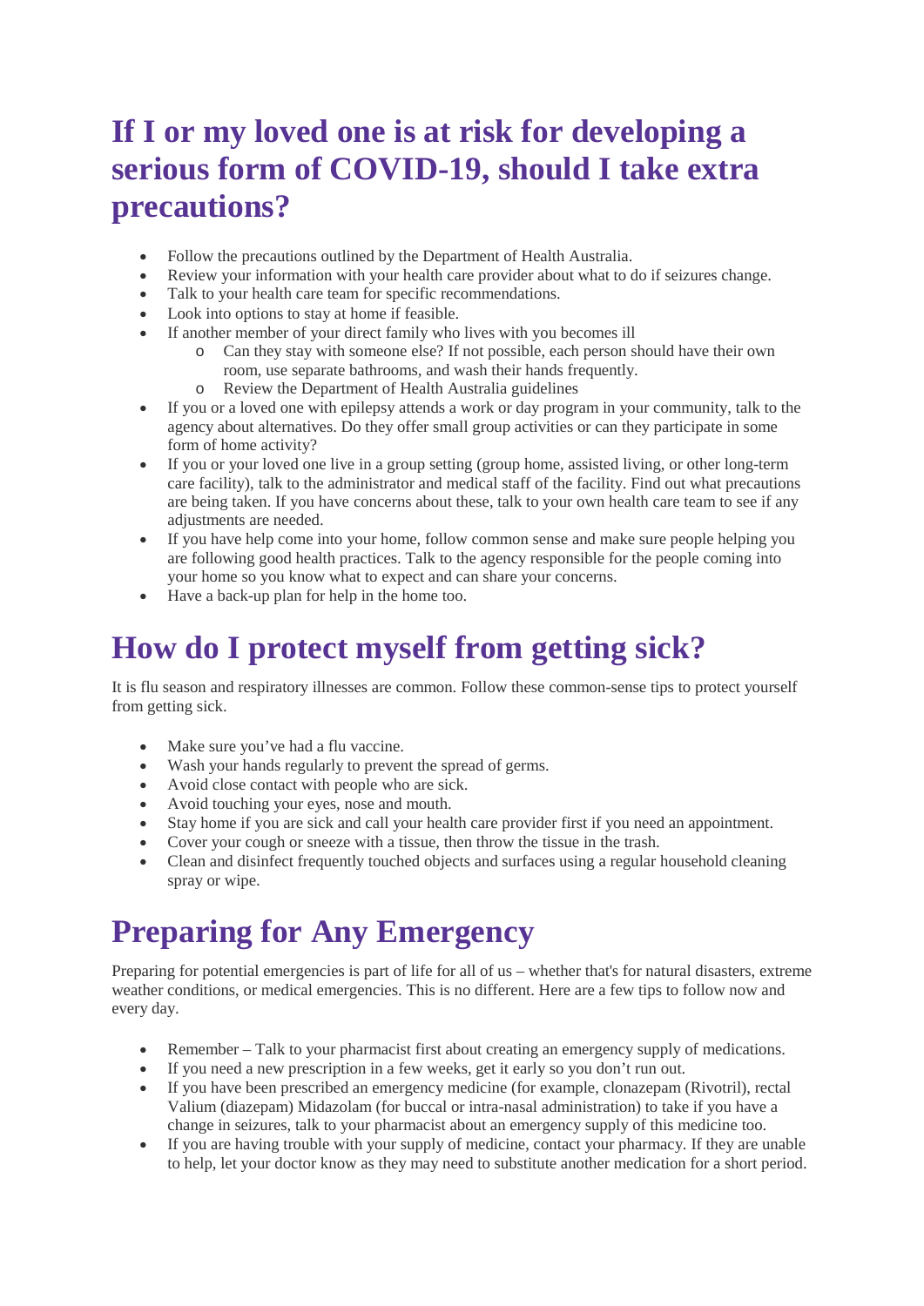# If I or my loved one is at risk for developing a serious form of COVID-19, should I take extra precautions?

- Follow the precautions outlined by the Department of Health Australia.
- Review your information with your health care provider about what to do if seizures change.
- Talk to your health care team for specific recommendations.
- Look into options to stay at home if feasible.
- If another member of your direct family who lives with you becomes ill
  - Can they stay with someone else? If not possible, each person should have their own room, use separate bathrooms, and wash their hands frequently.
  - Review the Department of Health Australia guidelines
- If you or a loved one with epilepsy attends a work or day program in your community, talk to the agency about alternatives. Do they offer small group activities or can they participate in some form of home activity?
- If you or your loved one live in a group setting (group home, assisted living, or other long-term care facility), talk to the administrator and medical staff of the facility. Find out what precautions are being taken. If you have concerns about these, talk to your own health care team to see if any adjustments are needed.
- If you have help come into your home, follow common sense and make sure people helping you are following good health practices. Talk to the agency responsible for the people coming into your home so you know what to expect and can share your concerns.
- Have a back-up plan for help in the home too.

# How do I protect myself from getting sick?

It is flu season and respiratory illnesses are common. Follow these common-sense tips to protect yourself from getting sick.

- Make sure you've had a flu vaccine.
- Wash your hands regularly to prevent the spread of germs.
- Avoid close contact with people who are sick.
- Avoid touching your eyes, nose and mouth.
- Stay home if you are sick and call your health care provider first if you need an appointment.
- Cover your cough or sneeze with a tissue, then throw the tissue in the trash.
- Clean and disinfect frequently touched objects and surfaces using a regular household cleaning spray or wipe.

# Preparing for Any Emergency

Preparing for potential emergencies is part of life for all of us – whether that's for natural disasters, extreme weather conditions, or medical emergencies. This is no different. Here are a few tips to follow now and every day.

- Remember – Talk to your pharmacist first about creating an emergency supply of medications.
- If you need a new prescription in a few weeks, get it early so you don't run out.
- If you have been prescribed an emergency medicine (for example, clonazepam (Rivotril), rectal Valium (diazepam) Midazolam (for buccal or intra-nasal administration) to take if you have a change in seizures, talk to your pharmacist about an emergency supply of this medicine too.
- If you are having trouble with your supply of medicine, contact your pharmacy. If they are unable to help, let your doctor know as they may need to substitute another medication for a short period.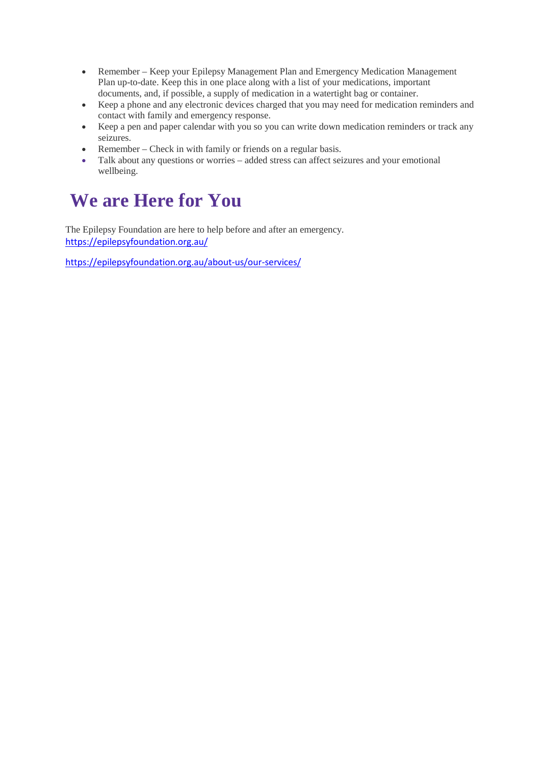- Remember – Keep your Epilepsy Management Plan and Emergency Medication Management Plan up-to-date. Keep this in one place along with a list of your medications, important documents, and, if possible, a supply of medication in a watertight bag or container.
- Keep a phone and any electronic devices charged that you may need for medication reminders and contact with family and emergency response.
- Keep a pen and paper calendar with you so you can write down medication reminders or track any seizures.
- Remember – Check in with family or friends on a regular basis.
- Talk about any questions or worries – added stress can affect seizures and your emotional wellbeing.

# We are Here for You

The Epilepsy Foundation are here to help before and after an emergency.
https://epilepsyfoundation.org.au/

https://epilepsyfoundation.org.au/about-us/our-services/